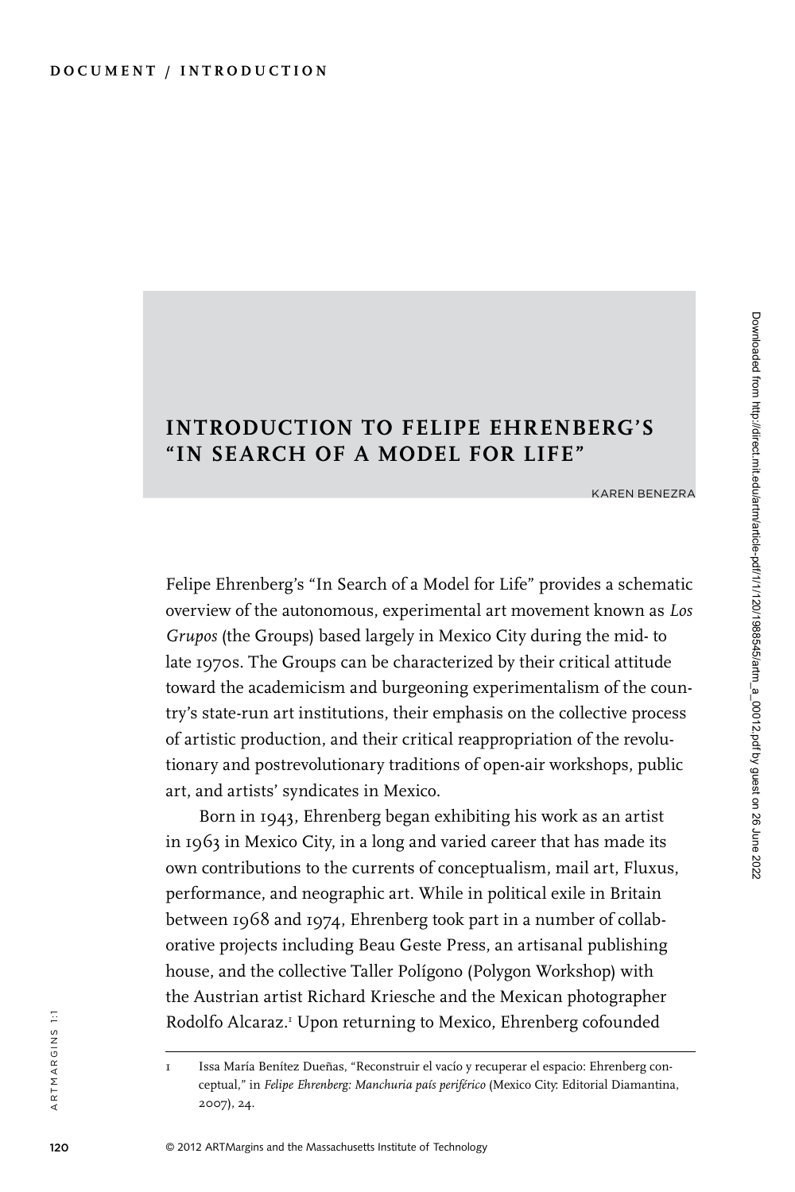# INTRODUCTION TO FELIPE EHRENBERG'S "IN SEARCH OF A MODEL FOR LIFE"

KAREN BENEZRA

Felipe Ehrenberg's "In Search of a Model for Life" provides a schematic overview of the autonomous, experimental art movement known as *Los Grupos* (the Groups) based largely in Mexico City during the mid- to late 1970s. The Groups can be characterized by their critical attitude toward the academicism and burgeoning experimentalism of the country's state-run art institutions, their emphasis on the collective process of artistic production, and their critical reappropriation of the revolutionary and postrevolutionary traditions of open-air workshops, public art, and artists' syndicates in Mexico.

Born in 1943, Ehrenberg began exhibiting his work as an artist in 1963 in Mexico City, in a long and varied career that has made its own contributions to the currents of conceptualism, mail art, Fluxus, performance, and neographic art. While in political exile in Britain between 1968 and 1974, Ehrenberg took part in a number of collaborative projects including Beau Geste Press, an artisanal publishing house, and the collective Taller Polígono (Polygon Workshop) with the Austrian artist Richard Kriesche and the Mexican photographer Rodolfo Alcaraz.[1] Upon returning to Mexico, Ehrenberg cofounded

1 Issa María Benítez Dueñas, "Reconstruir el vacío y recuperar el espacio: Ehrenberg conceptual," in *Felipe Ehrenberg: Manchuria país periférico* (Mexico City: Editorial Diamantina, 2007), 24.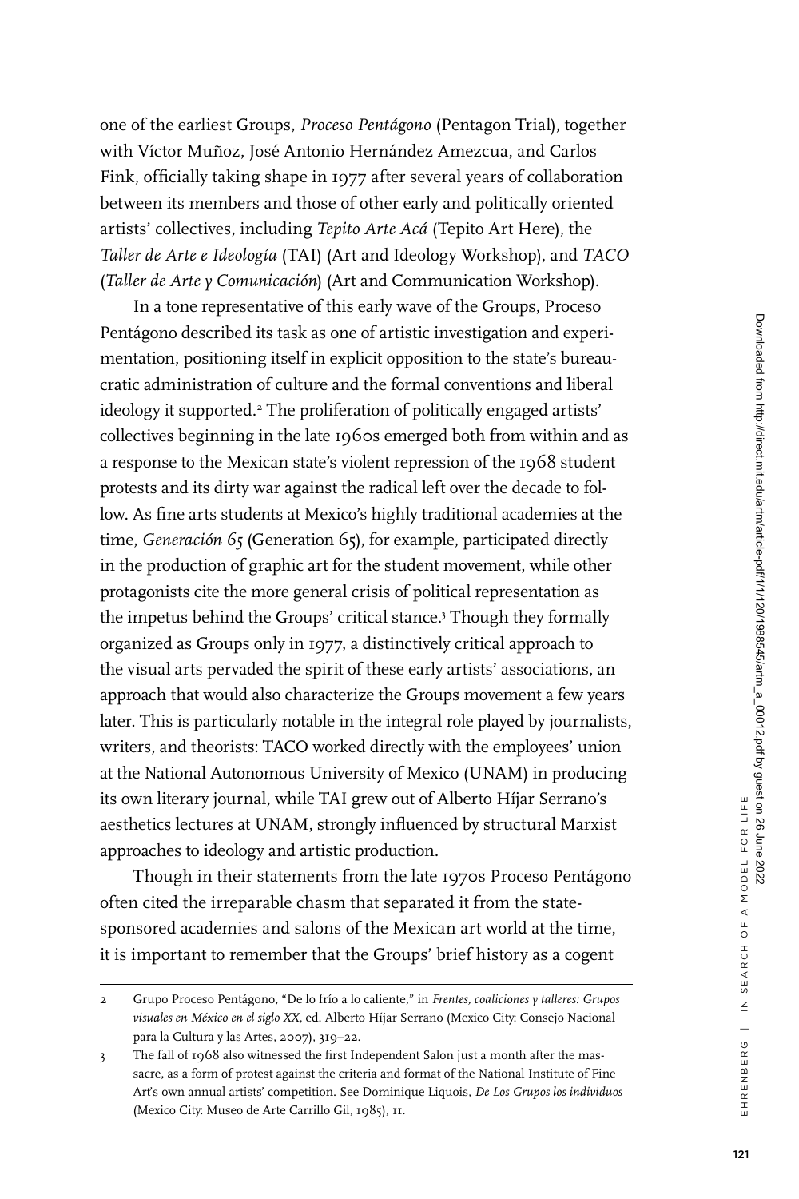one of the earliest Groups, *Proceso Pentágono* (Pentagon Trial), together with Víctor Muñoz, José Antonio Hernández Amezcua, and Carlos Fink, officially taking shape in 1977 after several years of collaboration between its members and those of other early and politically oriented artists' collectives, including *Tepito Arte Acá* (Tepito Art Here), the *Taller de Arte e Ideología* (TAI) (Art and Ideology Workshop), and *TACO* (*Taller de Arte y Comunicación*) (Art and Communication Workshop).

In a tone representative of this early wave of the Groups, Proceso Pentágono described its task as one of artistic investigation and experimentation, positioning itself in explicit opposition to the state's bureaucratic administration of culture and the formal conventions and liberal ideology it supported.[2] The proliferation of politically engaged artists' collectives beginning in the late 1960s emerged both from within and as a response to the Mexican state's violent repression of the 1968 student protests and its dirty war against the radical left over the decade to follow. As fine arts students at Mexico's highly traditional academies at the time, *Generación 65* (Generation 65), for example, participated directly in the production of graphic art for the student movement, while other protagonists cite the more general crisis of political representation as the impetus behind the Groups' critical stance.[3] Though they formally organized as Groups only in 1977, a distinctively critical approach to the visual arts pervaded the spirit of these early artists' associations, an approach that would also characterize the Groups movement a few years later. This is particularly notable in the integral role played by journalists, writers, and theorists: TACO worked directly with the employees' union at the National Autonomous University of Mexico (UNAM) in producing its own literary journal, while TAI grew out of Alberto Híjar Serrano's aesthetics lectures at UNAM, strongly influenced by structural Marxist approaches to ideology and artistic production.

Though in their statements from the late 1970s Proceso Pentágono often cited the irreparable chasm that separated it from the state-sponsored academies and salons of the Mexican art world at the time, it is important to remember that the Groups' brief history as a cogent

---

2 Grupo Proceso Pentágono, "De lo frío a lo caliente," in *Frentes, coaliciones y talleres: Grupos visuales en México en el siglo XX*, ed. Alberto Híjar Serrano (Mexico City: Consejo Nacional para la Cultura y las Artes, 2007), 319–22.

3 The fall of 1968 also witnessed the first Independent Salon just a month after the massacre, as a form of protest against the criteria and format of the National Institute of Fine Art's own annual artists' competition. See Dominique Liquois, *De Los Grupos los individuos* (Mexico City: Museo de Arte Carrillo Gil, 1985), 11.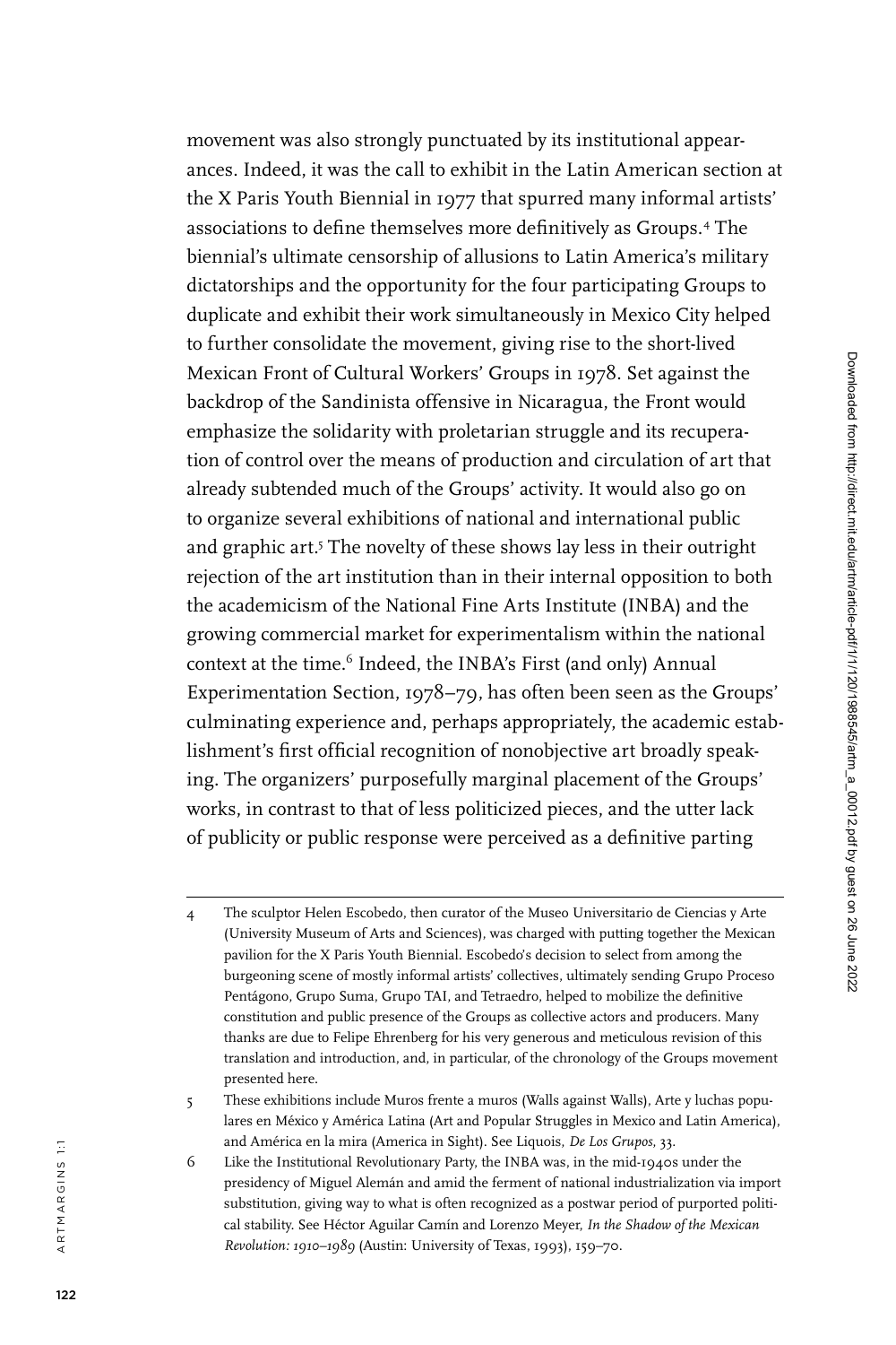movement was also strongly punctuated by its institutional appearances. Indeed, it was the call to exhibit in the Latin American section at the X Paris Youth Biennial in 1977 that spurred many informal artists' associations to define themselves more definitively as Groups.[4] The biennial's ultimate censorship of allusions to Latin America's military dictatorships and the opportunity for the four participating Groups to duplicate and exhibit their work simultaneously in Mexico City helped to further consolidate the movement, giving rise to the short-lived Mexican Front of Cultural Workers' Groups in 1978. Set against the backdrop of the Sandinista offensive in Nicaragua, the Front would emphasize the solidarity with proletarian struggle and its recuperation of control over the means of production and circulation of art that already subtended much of the Groups' activity. It would also go on to organize several exhibitions of national and international public and graphic art.[5] The novelty of these shows lay less in their outright rejection of the art institution than in their internal opposition to both the academicism of the National Fine Arts Institute (INBA) and the growing commercial market for experimentalism within the national context at the time.[6] Indeed, the INBA's First (and only) Annual Experimentation Section, 1978–79, has often been seen as the Groups' culminating experience and, perhaps appropriately, the academic establishment's first official recognition of nonobjective art broadly speaking. The organizers' purposefully marginal placement of the Groups' works, in contrast to that of less politicized pieces, and the utter lack of publicity or public response were perceived as a definitive parting

---

4 The sculptor Helen Escobedo, then curator of the Museo Universitario de Ciencias y Arte (University Museum of Arts and Sciences), was charged with putting together the Mexican pavilion for the X Paris Youth Biennial. Escobedo's decision to select from among the burgeoning scene of mostly informal artists' collectives, ultimately sending Grupo Proceso Pentágono, Grupo Suma, Grupo TAI, and Tetraedro, helped to mobilize the definitive constitution and public presence of the Groups as collective actors and producers. Many thanks are due to Felipe Ehrenberg for his very generous and meticulous revision of this translation and introduction, and, in particular, of the chronology of the Groups movement presented here.

5 These exhibitions include Muros frente a muros (Walls against Walls), Arte y luchas populares en México y América Latina (Art and Popular Struggles in Mexico and Latin America), and América en la mira (America in Sight). See Liquois, *De Los Grupos*, 33.

6 Like the Institutional Revolutionary Party, the INBA was, in the mid-1940s under the presidency of Miguel Alemán and amid the ferment of national industrialization via import substitution, giving way to what is often recognized as a postwar period of purported political stability. See Héctor Aguilar Camín and Lorenzo Meyer, *In the Shadow of the Mexican Revolution: 1910–1989* (Austin: University of Texas, 1993), 159–70.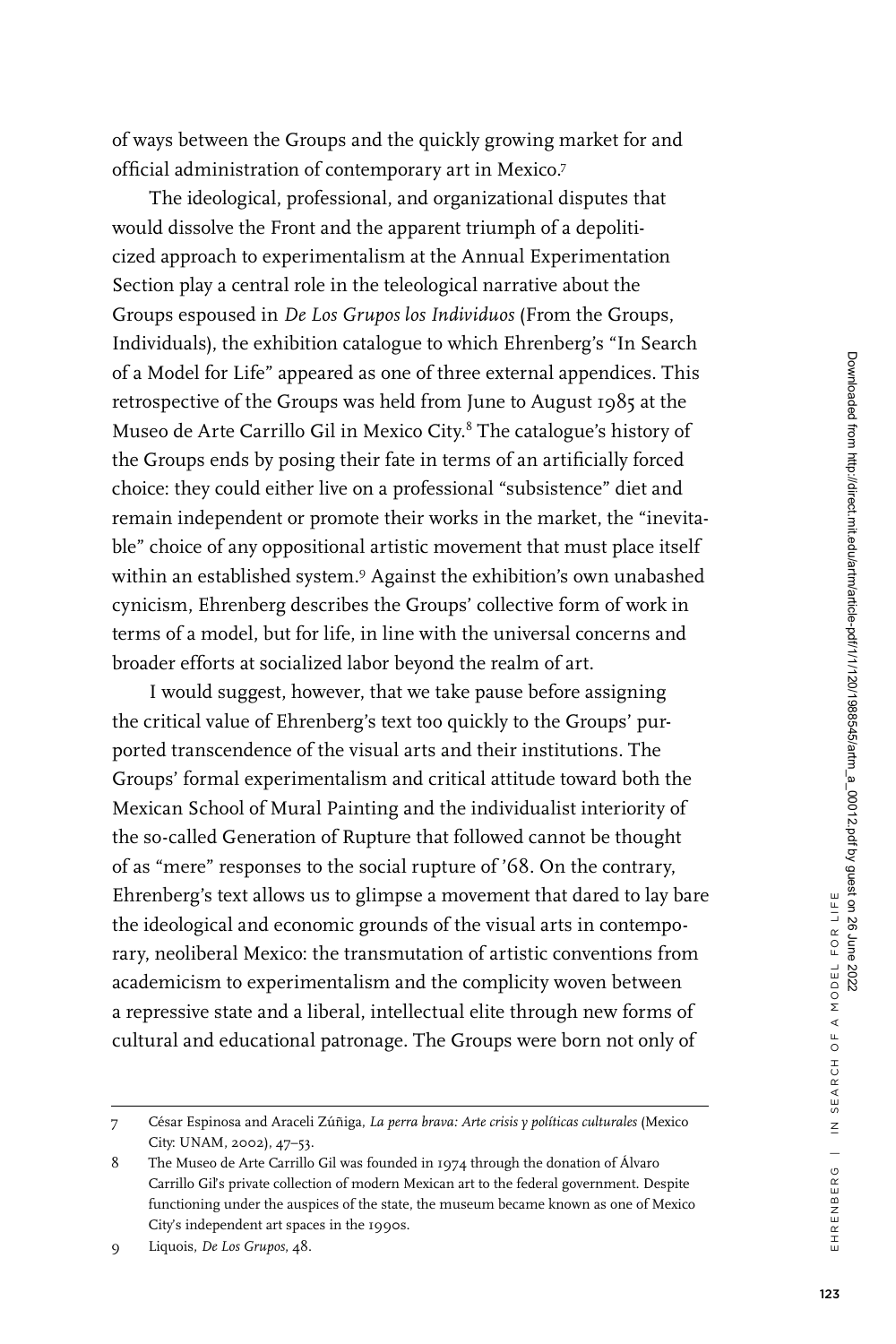of ways between the Groups and the quickly growing market for and official administration of contemporary art in Mexico.[7]

The ideological, professional, and organizational disputes that would dissolve the Front and the apparent triumph of a depoliticized approach to experimentalism at the Annual Experimentation Section play a central role in the teleological narrative about the Groups espoused in *De Los Grupos los Individuos* (From the Groups, Individuals), the exhibition catalogue to which Ehrenberg's "In Search of a Model for Life" appeared as one of three external appendices. This retrospective of the Groups was held from June to August 1985 at the Museo de Arte Carrillo Gil in Mexico City.[8] The catalogue's history of the Groups ends by posing their fate in terms of an artificially forced choice: they could either live on a professional "subsistence" diet and remain independent or promote their works in the market, the "inevitable" choice of any oppositional artistic movement that must place itself within an established system.[9] Against the exhibition's own unabashed cynicism, Ehrenberg describes the Groups' collective form of work in terms of a model, but for life, in line with the universal concerns and broader efforts at socialized labor beyond the realm of art.

I would suggest, however, that we take pause before assigning the critical value of Ehrenberg's text too quickly to the Groups' purported transcendence of the visual arts and their institutions. The Groups' formal experimentalism and critical attitude toward both the Mexican School of Mural Painting and the individualist interiority of the so-called Generation of Rupture that followed cannot be thought of as "mere" responses to the social rupture of '68. On the contrary, Ehrenberg's text allows us to glimpse a movement that dared to lay bare the ideological and economic grounds of the visual arts in contemporary, neoliberal Mexico: the transmutation of artistic conventions from academicism to experimentalism and the complicity woven between a repressive state and a liberal, intellectual elite through new forms of cultural and educational patronage. The Groups were born not only of

---

7 César Espinosa and Araceli Zúñiga, *La perra brava: Arte crisis y políticas culturales* (Mexico City: UNAM, 2002), 47–53.

8 The Museo de Arte Carrillo Gil was founded in 1974 through the donation of Álvaro Carrillo Gil's private collection of modern Mexican art to the federal government. Despite functioning under the auspices of the state, the museum became known as one of Mexico City's independent art spaces in the 1990s.

9 Liquois, *De Los Grupos*, 48.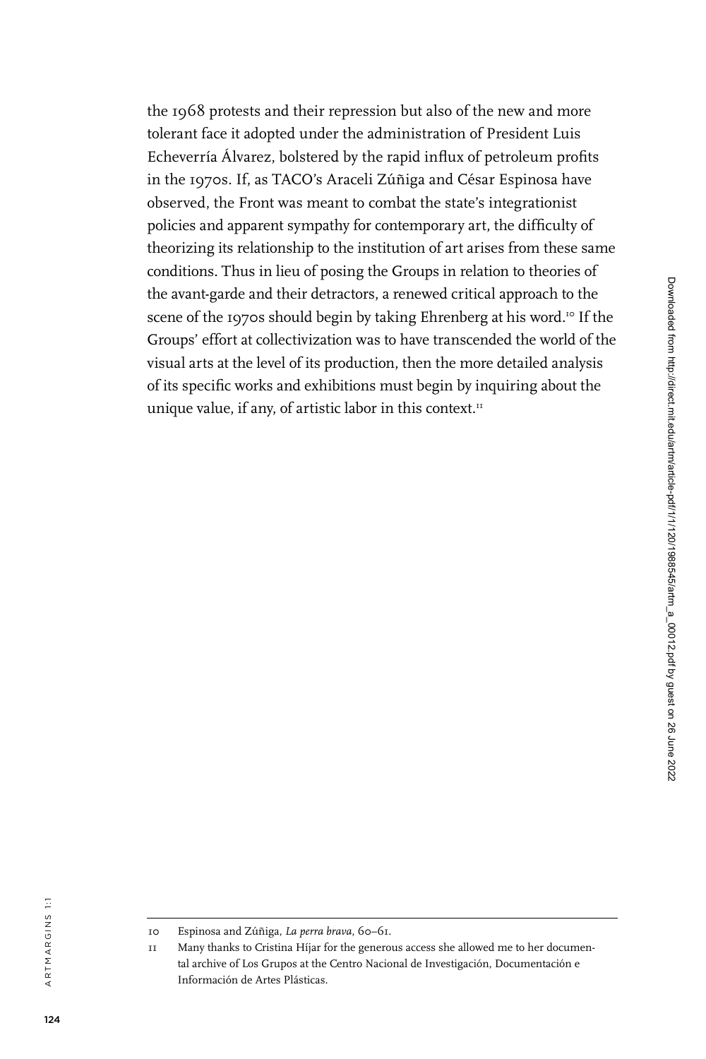the 1968 protests and their repression but also of the new and more tolerant face it adopted under the administration of President Luis Echeverría Álvarez, bolstered by the rapid influx of petroleum profits in the 1970s. If, as TACO's Araceli Zúñiga and César Espinosa have observed, the Front was meant to combat the state's integrationist policies and apparent sympathy for contemporary art, the difficulty of theorizing its relationship to the institution of art arises from these same conditions. Thus in lieu of posing the Groups in relation to theories of the avant-garde and their detractors, a renewed critical approach to the scene of the 1970s should begin by taking Ehrenberg at his word.[10] If the Groups' effort at collectivization was to have transcended the world of the visual arts at the level of its production, then the more detailed analysis of its specific works and exhibitions must begin by inquiring about the unique value, if any, of artistic labor in this context.[11]

---

10 Espinosa and Zúñiga, *La perra brava*, 60–61.

11 Many thanks to Cristina Híjar for the generous access she allowed me to her documental archive of Los Grupos at the Centro Nacional de Investigación, Documentación e Información de Artes Plásticas.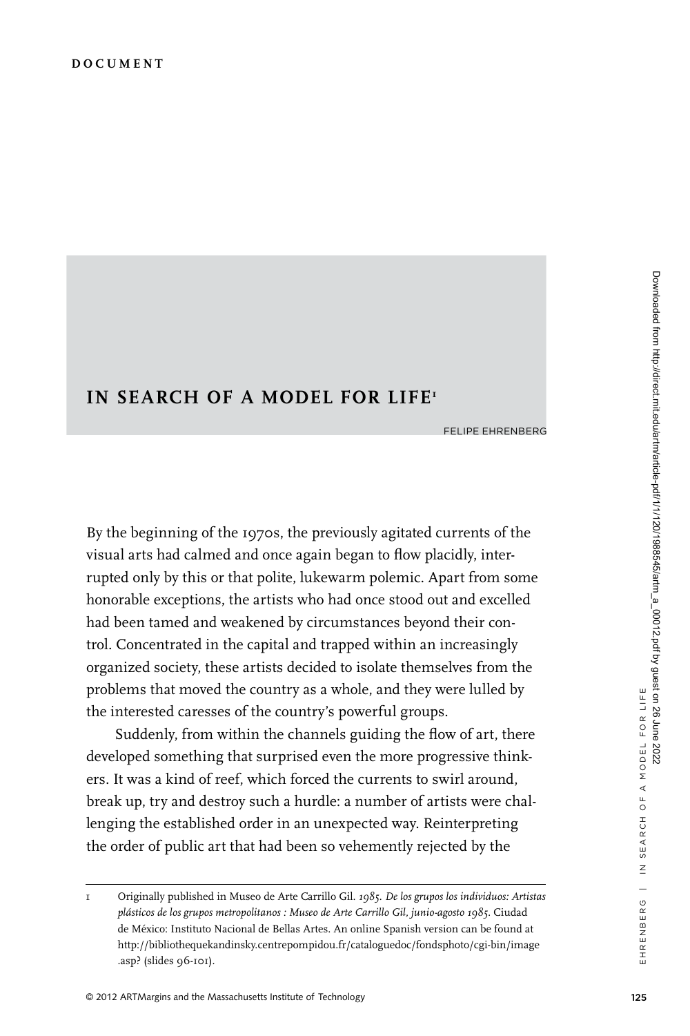**DOCUMENT**

# IN SEARCH OF A MODEL FOR LIFE[1]

FELIPE EHRENBERG

By the beginning of the 1970s, the previously agitated currents of the visual arts had calmed and once again began to flow placidly, interrupted only by this or that polite, lukewarm polemic. Apart from some honorable exceptions, the artists who had once stood out and excelled had been tamed and weakened by circumstances beyond their control. Concentrated in the capital and trapped within an increasingly organized society, these artists decided to isolate themselves from the problems that moved the country as a whole, and they were lulled by the interested caresses of the country's powerful groups.

Suddenly, from within the channels guiding the flow of art, there developed something that surprised even the more progressive thinkers. It was a kind of reef, which forced the currents to swirl around, break up, try and destroy such a hurdle: a number of artists were challenging the established order in an unexpected way. Reinterpreting the order of public art that had been so vehemently rejected by the

---

1 Originally published in Museo de Arte Carrillo Gil. *1985. De los grupos los individuos: Artistas plásticos de los grupos metropolitanos : Museo de Arte Carrillo Gil, junio-agosto 1985.* Ciudad de México: Instituto Nacional de Bellas Artes. An online Spanish version can be found at http://bibliothequekandinsky.centrepompidou.fr/cataloguedoc/fondsphoto/cgi-bin/image.asp? (slides 96-101).

© 2012 ARTMargins and the Massachusetts Institute of Technology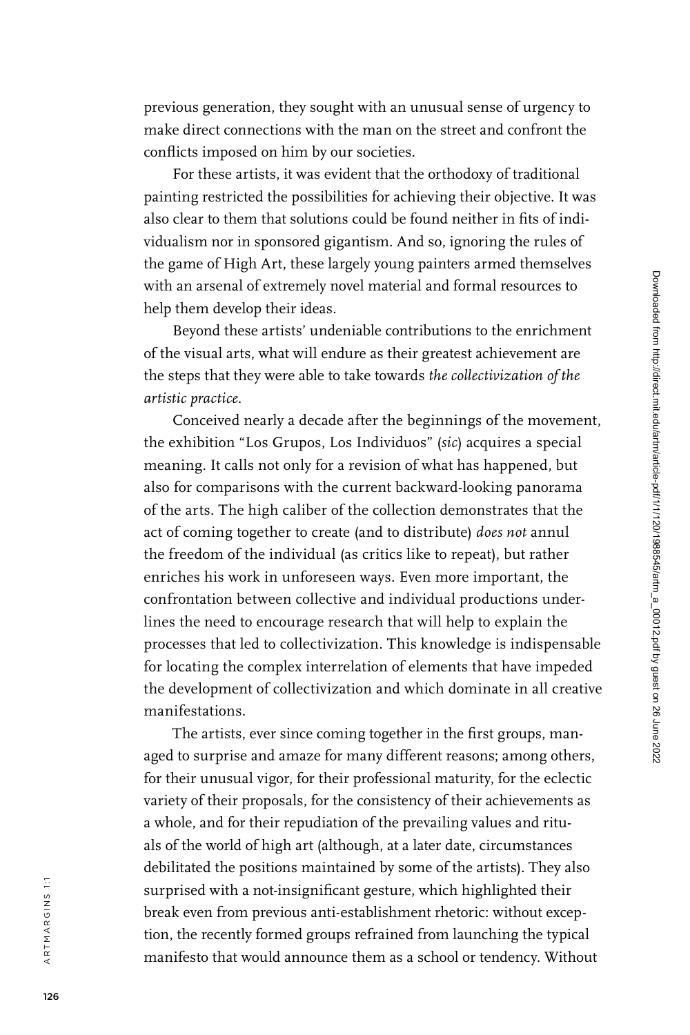previous generation, they sought with an unusual sense of urgency to make direct connections with the man on the street and confront the conflicts imposed on him by our societies.

For these artists, it was evident that the orthodoxy of traditional painting restricted the possibilities for achieving their objective. It was also clear to them that solutions could be found neither in fits of individualism nor in sponsored gigantism. And so, ignoring the rules of the game of High Art, these largely young painters armed themselves with an arsenal of extremely novel material and formal resources to help them develop their ideas.

Beyond these artists' undeniable contributions to the enrichment of the visual arts, what will endure as their greatest achievement are the steps that they were able to take towards *the collectivization of the artistic practice*.

Conceived nearly a decade after the beginnings of the movement, the exhibition "Los Grupos, Los Individuos" (*sic*) acquires a special meaning. It calls not only for a revision of what has happened, but also for comparisons with the current backward-looking panorama of the arts. The high caliber of the collection demonstrates that the act of coming together to create (and to distribute) *does not* annul the freedom of the individual (as critics like to repeat), but rather enriches his work in unforeseen ways. Even more important, the confrontation between collective and individual productions underlines the need to encourage research that will help to explain the processes that led to collectivization. This knowledge is indispensable for locating the complex interrelation of elements that have impeded the development of collectivization and which dominate in all creative manifestations.

The artists, ever since coming together in the first groups, managed to surprise and amaze for many different reasons; among others, for their unusual vigor, for their professional maturity, for the eclectic variety of their proposals, for the consistency of their achievements as a whole, and for their repudiation of the prevailing values and rituals of the world of high art (although, at a later date, circumstances debilitated the positions maintained by some of the artists). They also surprised with a not-insignificant gesture, which highlighted their break even from previous anti-establishment rhetoric: without exception, the recently formed groups refrained from launching the typical manifesto that would announce them as a school or tendency. Without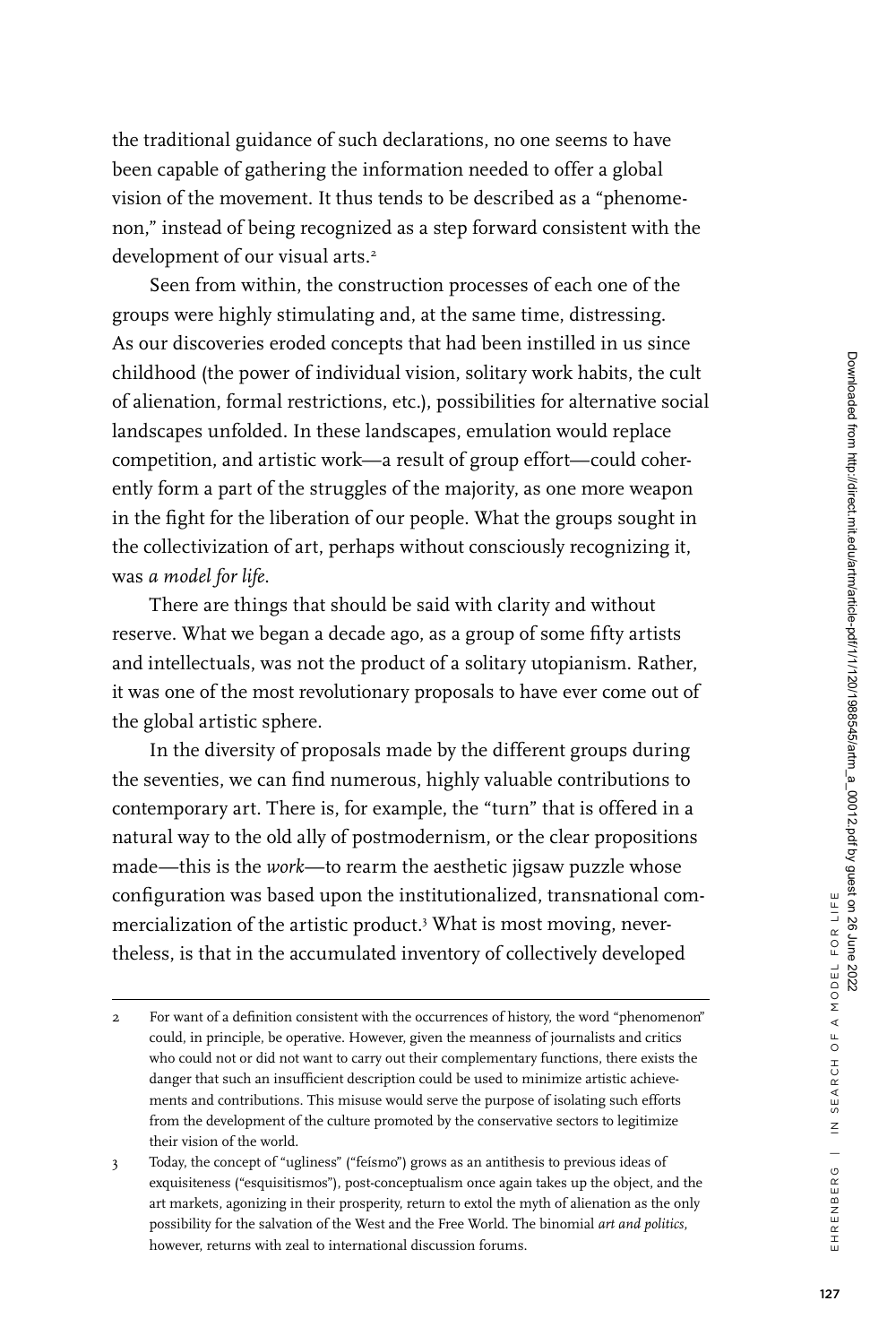the traditional guidance of such declarations, no one seems to have been capable of gathering the information needed to offer a global vision of the movement. It thus tends to be described as a "phenomenon," instead of being recognized as a step forward consistent with the development of our visual arts.[2]

Seen from within, the construction processes of each one of the groups were highly stimulating and, at the same time, distressing. As our discoveries eroded concepts that had been instilled in us since childhood (the power of individual vision, solitary work habits, the cult of alienation, formal restrictions, etc.), possibilities for alternative social landscapes unfolded. In these landscapes, emulation would replace competition, and artistic work—a result of group effort—could coherently form a part of the struggles of the majority, as one more weapon in the fight for the liberation of our people. What the groups sought in the collectivization of art, perhaps without consciously recognizing it, was *a model for life*.

There are things that should be said with clarity and without reserve. What we began a decade ago, as a group of some fifty artists and intellectuals, was not the product of a solitary utopianism. Rather, it was one of the most revolutionary proposals to have ever come out of the global artistic sphere.

In the diversity of proposals made by the different groups during the seventies, we can find numerous, highly valuable contributions to contemporary art. There is, for example, the "turn" that is offered in a natural way to the old ally of postmodernism, or the clear propositions made—this is the *work*—to rearm the aesthetic jigsaw puzzle whose configuration was based upon the institutionalized, transnational commercialization of the artistic product.[3] What is most moving, nevertheless, is that in the accumulated inventory of collectively developed

---

2 For want of a definition consistent with the occurrences of history, the word "phenomenon" could, in principle, be operative. However, given the meanness of journalists and critics who could not or did not want to carry out their complementary functions, there exists the danger that such an insufficient description could be used to minimize artistic achievements and contributions. This misuse would serve the purpose of isolating such efforts from the development of the culture promoted by the conservative sectors to legitimize their vision of the world.

3 Today, the concept of "ugliness" ("feísmo") grows as an antithesis to previous ideas of exquisiteness ("esquisitismos"), post-conceptualism once again takes up the object, and the art markets, agonizing in their prosperity, return to extol the myth of alienation as the only possibility for the salvation of the West and the Free World. The binomial *art and politics*, however, returns with zeal to international discussion forums.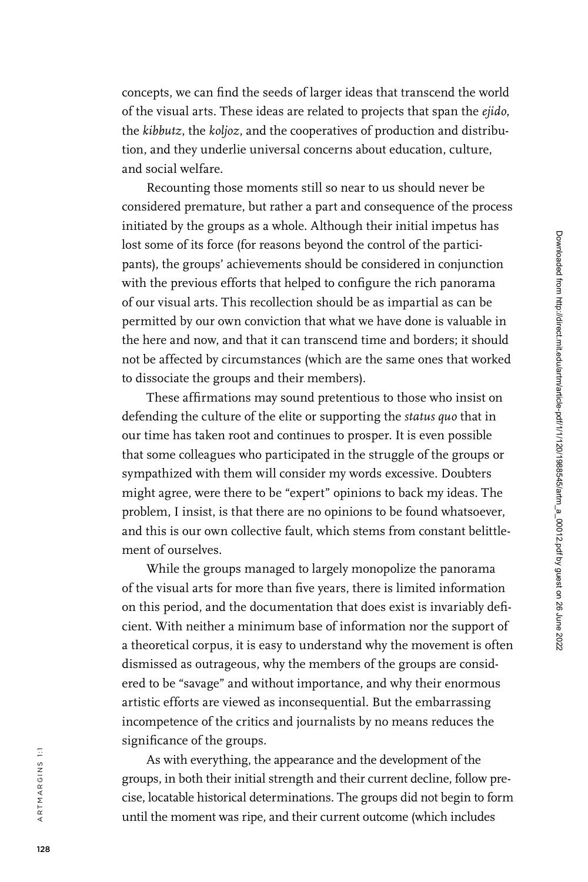concepts, we can find the seeds of larger ideas that transcend the world of the visual arts. These ideas are related to projects that span the *ejido*, the *kibbutz*, the *koljoz*, and the cooperatives of production and distribution, and they underlie universal concerns about education, culture, and social welfare.

Recounting those moments still so near to us should never be considered premature, but rather a part and consequence of the process initiated by the groups as a whole. Although their initial impetus has lost some of its force (for reasons beyond the control of the participants), the groups' achievements should be considered in conjunction with the previous efforts that helped to configure the rich panorama of our visual arts. This recollection should be as impartial as can be permitted by our own conviction that what we have done is valuable in the here and now, and that it can transcend time and borders; it should not be affected by circumstances (which are the same ones that worked to dissociate the groups and their members).

These affirmations may sound pretentious to those who insist on defending the culture of the elite or supporting the *status quo* that in our time has taken root and continues to prosper. It is even possible that some colleagues who participated in the struggle of the groups or sympathized with them will consider my words excessive. Doubters might agree, were there to be "expert" opinions to back my ideas. The problem, I insist, is that there are no opinions to be found whatsoever, and this is our own collective fault, which stems from constant belittlement of ourselves.

While the groups managed to largely monopolize the panorama of the visual arts for more than five years, there is limited information on this period, and the documentation that does exist is invariably deficient. With neither a minimum base of information nor the support of a theoretical corpus, it is easy to understand why the movement is often dismissed as outrageous, why the members of the groups are considered to be "savage" and without importance, and why their enormous artistic efforts are viewed as inconsequential. But the embarrassing incompetence of the critics and journalists by no means reduces the significance of the groups.

As with everything, the appearance and the development of the groups, in both their initial strength and their current decline, follow precise, locatable historical determinations. The groups did not begin to form until the moment was ripe, and their current outcome (which includes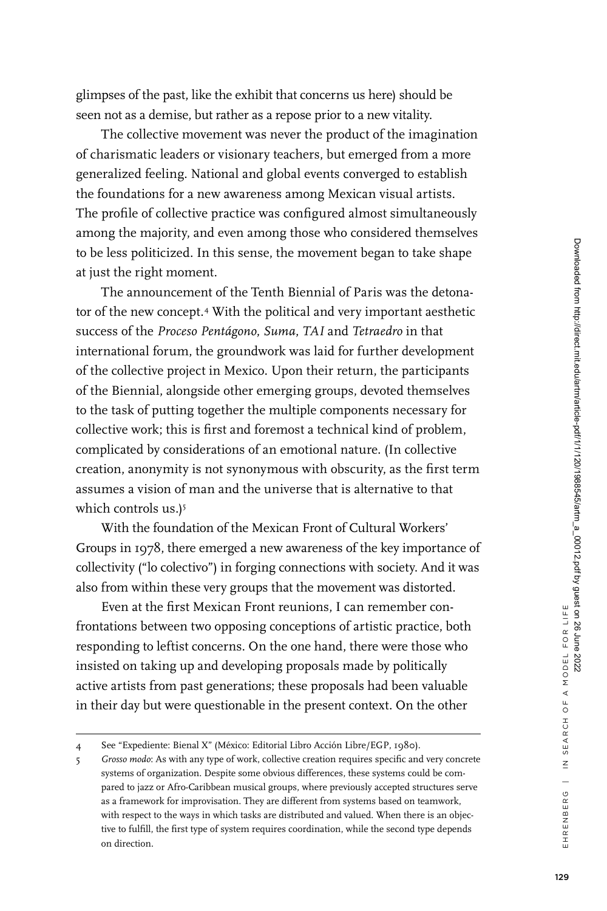glimpses of the past, like the exhibit that concerns us here) should be seen not as a demise, but rather as a repose prior to a new vitality.

The collective movement was never the product of the imagination of charismatic leaders or visionary teachers, but emerged from a more generalized feeling. National and global events converged to establish the foundations for a new awareness among Mexican visual artists. The profile of collective practice was configured almost simultaneously among the majority, and even among those who considered themselves to be less politicized. In this sense, the movement began to take shape at just the right moment.

The announcement of the Tenth Biennial of Paris was the detonator of the new concept.[4] With the political and very important aesthetic success of the *Proceso Pentágono*, *Suma*, *TAI* and *Tetraedro* in that international forum, the groundwork was laid for further development of the collective project in Mexico. Upon their return, the participants of the Biennial, alongside other emerging groups, devoted themselves to the task of putting together the multiple components necessary for collective work; this is first and foremost a technical kind of problem, complicated by considerations of an emotional nature. (In collective creation, anonymity is not synonymous with obscurity, as the first term assumes a vision of man and the universe that is alternative to that which controls us.)[5]

With the foundation of the Mexican Front of Cultural Workers' Groups in 1978, there emerged a new awareness of the key importance of collectivity ("lo colectivo") in forging connections with society. And it was also from within these very groups that the movement was distorted.

Even at the first Mexican Front reunions, I can remember confrontations between two opposing conceptions of artistic practice, both responding to leftist concerns. On the one hand, there were those who insisted on taking up and developing proposals made by politically active artists from past generations; these proposals had been valuable in their day but were questionable in the present context. On the other

---

4 See "Expediente: Bienal X" (México: Editorial Libro Acción Libre/EGP, 1980).

5 *Grosso modo*: As with any type of work, collective creation requires specific and very concrete systems of organization. Despite some obvious differences, these systems could be compared to jazz or Afro-Caribbean musical groups, where previously accepted structures serve as a framework for improvisation. They are different from systems based on teamwork, with respect to the ways in which tasks are distributed and valued. When there is an objective to fulfill, the first type of system requires coordination, while the second type depends on direction.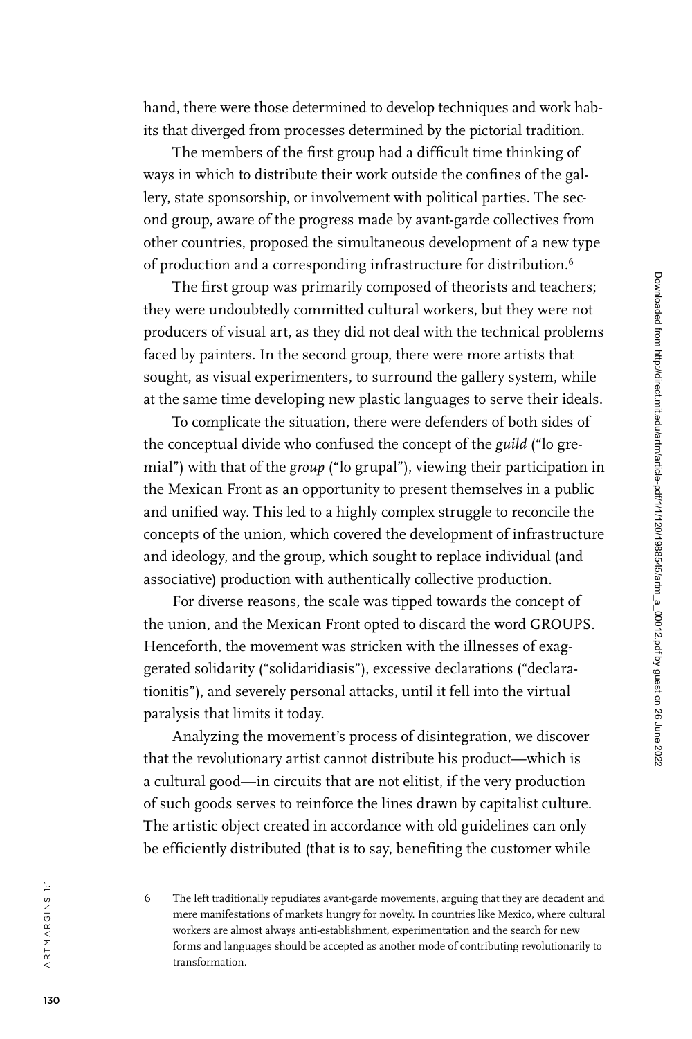hand, there were those determined to develop techniques and work habits that diverged from processes determined by the pictorial tradition.

The members of the first group had a difficult time thinking of ways in which to distribute their work outside the confines of the gallery, state sponsorship, or involvement with political parties. The second group, aware of the progress made by avant-garde collectives from other countries, proposed the simultaneous development of a new type of production and a corresponding infrastructure for distribution.[6]

The first group was primarily composed of theorists and teachers; they were undoubtedly committed cultural workers, but they were not producers of visual art, as they did not deal with the technical problems faced by painters. In the second group, there were more artists that sought, as visual experimenters, to surround the gallery system, while at the same time developing new plastic languages to serve their ideals.

To complicate the situation, there were defenders of both sides of the conceptual divide who confused the concept of the *guild* ("lo gremial") with that of the *group* ("lo grupal"), viewing their participation in the Mexican Front as an opportunity to present themselves in a public and unified way. This led to a highly complex struggle to reconcile the concepts of the union, which covered the development of infrastructure and ideology, and the group, which sought to replace individual (and associative) production with authentically collective production.

For diverse reasons, the scale was tipped towards the concept of the union, and the Mexican Front opted to discard the word GROUPS. Henceforth, the movement was stricken with the illnesses of exaggerated solidarity ("solidaridiasis"), excessive declarations ("declarationitis"), and severely personal attacks, until it fell into the virtual paralysis that limits it today.

Analyzing the movement's process of disintegration, we discover that the revolutionary artist cannot distribute his product—which is a cultural good—in circuits that are not elitist, if the very production of such goods serves to reinforce the lines drawn by capitalist culture. The artistic object created in accordance with old guidelines can only be efficiently distributed (that is to say, benefiting the customer while

6 The left traditionally repudiates avant-garde movements, arguing that they are decadent and mere manifestations of markets hungry for novelty. In countries like Mexico, where cultural workers are almost always anti-establishment, experimentation and the search for new forms and languages should be accepted as another mode of contributing revolutionarily to transformation.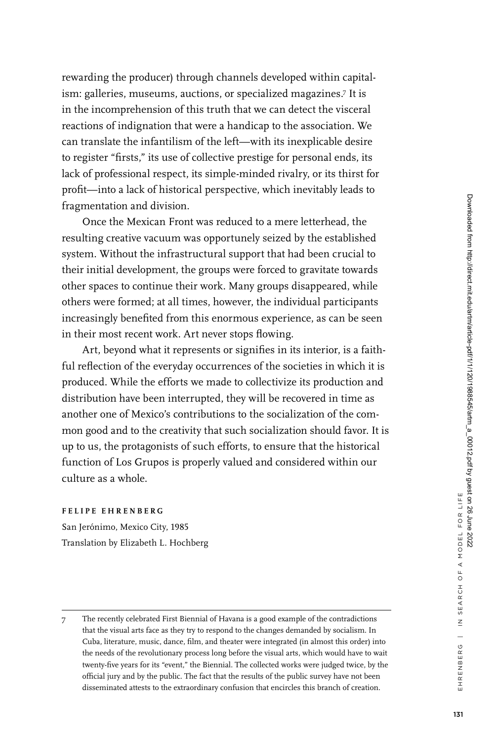rewarding the producer) through channels developed within capitalism: galleries, museums, auctions, or specialized magazines.[7] It is in the incomprehension of this truth that we can detect the visceral reactions of indignation that were a handicap to the association. We can translate the infantilism of the left—with its inexplicable desire to register "firsts," its use of collective prestige for personal ends, its lack of professional respect, its simple-minded rivalry, or its thirst for profit—into a lack of historical perspective, which inevitably leads to fragmentation and division.

Once the Mexican Front was reduced to a mere letterhead, the resulting creative vacuum was opportunely seized by the established system. Without the infrastructural support that had been crucial to their initial development, the groups were forced to gravitate towards other spaces to continue their work. Many groups disappeared, while others were formed; at all times, however, the individual participants increasingly benefited from this enormous experience, as can be seen in their most recent work. Art never stops flowing.

Art, beyond what it represents or signifies in its interior, is a faithful reflection of the everyday occurrences of the societies in which it is produced. While the efforts we made to collectivize its production and distribution have been interrupted, they will be recovered in time as another one of Mexico's contributions to the socialization of the common good and to the creativity that such socialization should favor. It is up to us, the protagonists of such efforts, to ensure that the historical function of Los Grupos is properly valued and considered within our culture as a whole.

**FELIPE EHRENBERG**
San Jerónimo, Mexico City, 1985
Translation by Elizabeth L. Hochberg

---

7 The recently celebrated First Biennial of Havana is a good example of the contradictions that the visual arts face as they try to respond to the changes demanded by socialism. In Cuba, literature, music, dance, film, and theater were integrated (in almost this order) into the needs of the revolutionary process long before the visual arts, which would have to wait twenty-five years for its "event," the Biennial. The collected works were judged twice, by the official jury and by the public. The fact that the results of the public survey have not been disseminated attests to the extraordinary confusion that encircles this branch of creation.